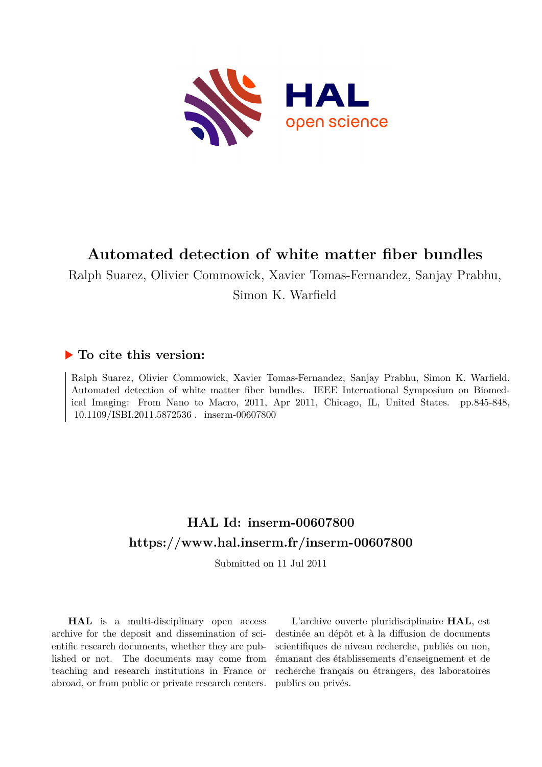# Automated detection of white matter fiber bundles

Ralph Suarez, Olivier Commowick, Xavier Tomas-Fernandez, Sanjay Prabhu, Simon K. Warfield

## ▶ To cite this version:

Ralph Suarez, Olivier Commowick, Xavier Tomas-Fernandez, Sanjay Prabhu, Simon K. Warfield. Automated detection of white matter fiber bundles. IEEE International Symposium on Biomedical Imaging: From Nano to Macro, 2011, Apr 2011, Chicago, IL, United States. pp.845-848, 10.1109/ISBI.2011.5872536. inserm-00607800

## HAL Id: inserm-00607800

## https://www.hal.inserm.fr/inserm-00607800

Submitted on 11 Jul 2011

**HAL** is a multi-disciplinary open access archive for the deposit and dissemination of scientific research documents, whether they are published or not. The documents may come from teaching and research institutions in France or abroad, or from public or private research centers.

L'archive ouverte pluridisciplinaire **HAL**, est destinée au dépôt et à la diffusion de documents scientifiques de niveau recherche, publiés ou non, émanant des établissements d'enseignement et de recherche français ou étrangers, des laboratoires publics ou privés.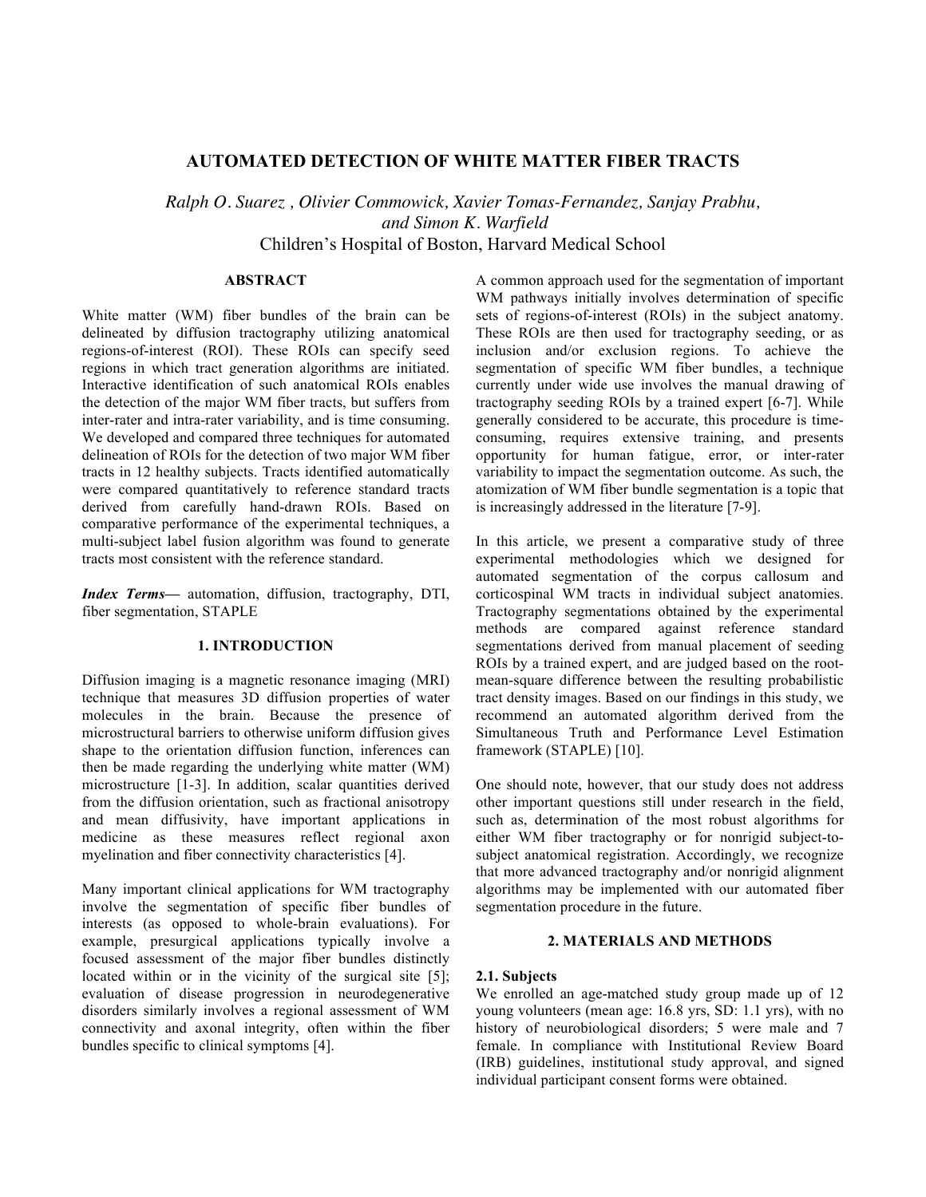# AUTOMATED DETECTION OF WHITE MATTER FIBER TRACTS

*Ralph O. Suarez , Olivier Commowick, Xavier Tomas-Fernandez, Sanjay Prabhu, and Simon K. Warfield*

Children's Hospital of Boston, Harvard Medical School

## ABSTRACT

White matter (WM) fiber bundles of the brain can be delineated by diffusion tractography utilizing anatomical regions-of-interest (ROI). These ROIs can specify seed regions in which tract generation algorithms are initiated. Interactive identification of such anatomical ROIs enables the detection of the major WM fiber tracts, but suffers from inter-rater and intra-rater variability, and is time consuming. We developed and compared three techniques for automated delineation of ROIs for the detection of two major WM fiber tracts in 12 healthy subjects. Tracts identified automatically were compared quantitatively to reference standard tracts derived from carefully hand-drawn ROIs. Based on comparative performance of the experimental techniques, a multi-subject label fusion algorithm was found to generate tracts most consistent with the reference standard.

***Index Terms*—** automation, diffusion, tractography, DTI, fiber segmentation, STAPLE

## 1. INTRODUCTION

Diffusion imaging is a magnetic resonance imaging (MRI) technique that measures 3D diffusion properties of water molecules in the brain. Because the presence of microstructural barriers to otherwise uniform diffusion gives shape to the orientation diffusion function, inferences can then be made regarding the underlying white matter (WM) microstructure [1-3]. In addition, scalar quantities derived from the diffusion orientation, such as fractional anisotropy and mean diffusivity, have important applications in medicine as these measures reflect regional axon myelination and fiber connectivity characteristics [4].

Many important clinical applications for WM tractography involve the segmentation of specific fiber bundles of interests (as opposed to whole-brain evaluations). For example, presurgical applications typically involve a focused assessment of the major fiber bundles distinctly located within or in the vicinity of the surgical site [5]; evaluation of disease progression in neurodegenerative disorders similarly involves a regional assessment of WM connectivity and axonal integrity, often within the fiber bundles specific to clinical symptoms [4].

A common approach used for the segmentation of important WM pathways initially involves determination of specific sets of regions-of-interest (ROIs) in the subject anatomy. These ROIs are then used for tractography seeding, or as inclusion and/or exclusion regions. To achieve the segmentation of specific WM fiber bundles, a technique currently under wide use involves the manual drawing of tractography seeding ROIs by a trained expert [6-7]. While generally considered to be accurate, this procedure is time-consuming, requires extensive training, and presents opportunity for human fatigue, error, or inter-rater variability to impact the segmentation outcome. As such, the atomization of WM fiber bundle segmentation is a topic that is increasingly addressed in the literature [7-9].

In this article, we present a comparative study of three experimental methodologies which we designed for automated segmentation of the corpus callosum and corticospinal WM tracts in individual subject anatomies. Tractography segmentations obtained by the experimental methods are compared against reference standard segmentations derived from manual placement of seeding ROIs by a trained expert, and are judged based on the root-mean-square difference between the resulting probabilistic tract density images. Based on our findings in this study, we recommend an automated algorithm derived from the Simultaneous Truth and Performance Level Estimation framework (STAPLE) [10].

One should note, however, that our study does not address other important questions still under research in the field, such as, determination of the most robust algorithms for either WM fiber tractography or for nonrigid subject-to-subject anatomical registration. Accordingly, we recognize that more advanced tractography and/or nonrigid alignment algorithms may be implemented with our automated fiber segmentation procedure in the future.

## 2. MATERIALS AND METHODS

### 2.1. Subjects

We enrolled an age-matched study group made up of 12 young volunteers (mean age: 16.8 yrs, SD: 1.1 yrs), with no history of neurobiological disorders; 5 were male and 7 female. In compliance with Institutional Review Board (IRB) guidelines, institutional study approval, and signed individual participant consent forms were obtained.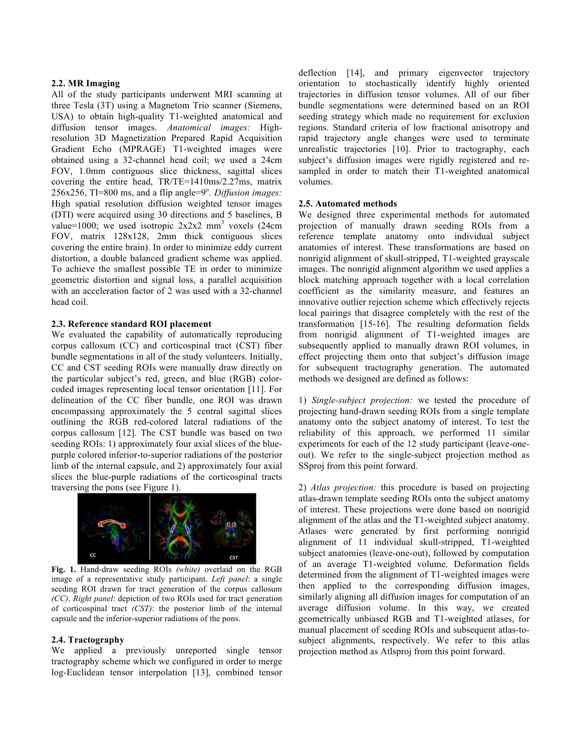### 2.2. MR Imaging

All of the study participants underwent MRI scanning at three Tesla (3T) using a Magnetom Trio scanner (Siemens, USA) to obtain high-quality T1-weighted anatomical and diffusion tensor images. *Anatomical images:* High-resolution 3D Magnetization Prepared Rapid Acquisition Gradient Echo (MPRAGE) T1-weighted images were obtained using a 32-channel head coil; we used a 24cm FOV, 1.0mm contiguous slice thickness, sagittal slices covering the entire head, TR/TE=1410ms/2.27ms, matrix 256x256, TI=800 ms, and a flip angle=9$^{o}$. *Diffusion images:* High spatial resolution diffusion weighted tensor images (DTI) were acquired using 30 directions and 5 baselines, B value=1000; we used isotropic 2x2x2 mm$^3$ voxels (24cm FOV, matrix 128x128, 2mm thick contiguous slices covering the entire brain). In order to minimize eddy current distortion, a double balanced gradient scheme was applied. To achieve the smallest possible TE in order to minimize geometric distortion and signal loss, a parallel acquisition with an acceleration factor of 2 was used with a 32-channel head coil.

### 2.3. Reference standard ROI placement

We evaluated the capability of automatically reproducing corpus callosum (CC) and corticospinal tract (CST) fiber bundle segmentations in all of the study volunteers. Initially, CC and CST seeding ROIs were manually draw directly on the particular subject's red, green, and blue (RGB) color-coded images representing local tensor orientation [11]. For delineation of the CC fiber bundle, one ROI was drawn encompassing approximately the 5 central sagittal slices outlining the RGB red-colored lateral radiations of the corpus callosum [12]. The CST bundle was based on two seeding ROIs: 1) approximately four axial slices of the blue-purple colored inferior-to-superior radiations of the posterior limb of the internal capsule, and 2) approximately four axial slices the blue-purple radiations of the corticospinal tracts traversing the pons (see Figure 1).

**Fig. 1.** Hand-draw seeding ROIs *(white)* overlaid on the RGB image of a representative study participant. *Left panel*: a single seeding ROI drawn for tract generation of the corpus callosum *(CC)*. *Right panel*: depiction of two ROIs used for tract generation of corticospinal tract *(CST)*: the posterior limb of the internal capsule and the inferior-superior radiations of the pons.

### 2.4. Tractography

We applied a previously unreported single tensor tractography scheme which we configured in order to merge log-Euclidean tensor interpolation [13], combined tensor deflection [14], and primary eigenvector trajectory orientation to stochastically identify highly oriented trajectories in diffusion tensor volumes. All of our fiber bundle segmentations were determined based on an ROI seeding strategy which made no requirement for exclusion regions. Standard criteria of low fractional anisotropy and rapid trajectory angle changes were used to terminate unrealistic trajectories [10]. Prior to tractography, each subject's diffusion images were rigidly registered and re-sampled in order to match their T1-weighted anatomical volumes.

### 2.5. Automated methods

We designed three experimental methods for automated projection of manually drawn seeding ROIs from a reference template anatomy onto individual subject anatomies of interest. These transformations are based on nonrigid alignment of skull-stripped, T1-weighted grayscale images. The nonrigid alignment algorithm we used applies a block matching approach together with a local correlation coefficient as the similarity measure, and features an innovative outlier rejection scheme which effectively rejects local pairings that disagree completely with the rest of the transformation [15-16]. The resulting deformation fields from nonrigid alignment of T1-weighted images are subsequently applied to manually drawn ROI volumes, in effect projecting them onto that subject's diffusion image for subsequent tractography generation. The automated methods we designed are defined as follows:

1) *Single-subject projection:* we tested the procedure of projecting hand-drawn seeding ROIs from a single template anatomy onto the subject anatomy of interest. To test the reliability of this approach, we performed 11 similar experiments for each of the 12 study participant (leave-one-out). We refer to the single-subject projection method as SSproj from this point forward.

2) *Atlas projection:* this procedure is based on projecting atlas-drawn template seeding ROIs onto the subject anatomy of interest. These projections were done based on nonrigid alignment of the atlas and the T1-weighted subject anatomy. Atlases were generated by first performing nonrigid alignment of 11 individual skull-stripped, T1-weighted subject anatomies (leave-one-out), followed by computation of an average T1-weighted volume. Deformation fields determined from the alignment of T1-weighted images were then applied to the corresponding diffusion images, similarly aligning all diffusion images for computation of an average diffusion volume. In this way, we created geometrically unbiased RGB and T1-weighted atlases, for manual placement of seeding ROIs and subsequent atlas-to-subject alignments, respectively. We refer to this atlas projection method as Atlsproj from this point forward.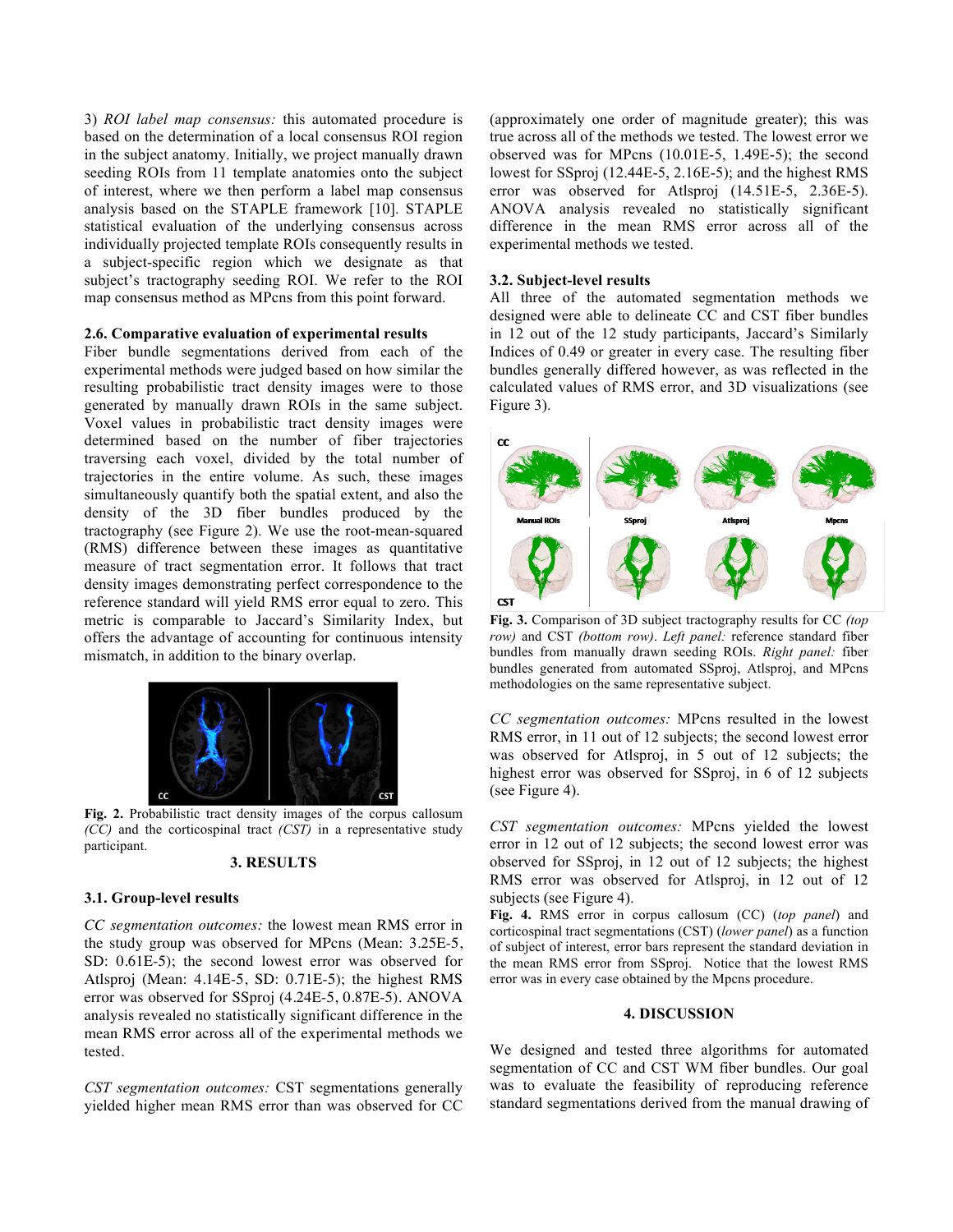3) *ROI label map consensus:* this automated procedure is based on the determination of a local consensus ROI region in the subject anatomy. Initially, we project manually drawn seeding ROIs from 11 template anatomies onto the subject of interest, where we then perform a label map consensus analysis based on the STAPLE framework [10]. STAPLE statistical evaluation of the underlying consensus across individually projected template ROIs consequently results in a subject-specific region which we designate as that subject's tractography seeding ROI. We refer to the ROI map consensus method as MPcns from this point forward.

### 2.6. Comparative evaluation of experimental results

Fiber bundle segmentations derived from each of the experimental methods were judged based on how similar the resulting probabilistic tract density images were to those generated by manually drawn ROIs in the same subject. Voxel values in probabilistic tract density images were determined based on the number of fiber trajectories traversing each voxel, divided by the total number of trajectories in the entire volume. As such, these images simultaneously quantify both the spatial extent, and also the density of the 3D fiber bundles produced by the tractography (see Figure 2). We use the root-mean-squared (RMS) difference between these images as quantitative measure of tract segmentation error. It follows that tract density images demonstrating perfect correspondence to the reference standard will yield RMS error equal to zero. This metric is comparable to Jaccard's Similarity Index, but offers the advantage of accounting for continuous intensity mismatch, in addition to the binary overlap.

**Fig. 2.** Probabilistic tract density images of the corpus callosum *(CC)* and the corticospinal tract *(CST)* in a representative study participant.

## 3. RESULTS

### 3.1. Group-level results

*CC segmentation outcomes:* the lowest mean RMS error in the study group was observed for MPcns (Mean: 3.25E-5, SD: 0.61E-5); the second lowest error was observed for Atlsproj (Mean: 4.14E-5, SD: 0.71E-5); the highest RMS error was observed for SSproj (4.24E-5, 0.87E-5). ANOVA analysis revealed no statistically significant difference in the mean RMS error across all of the experimental methods we tested.

*CST segmentation outcomes:* CST segmentations generally yielded higher mean RMS error than was observed for CC (approximately one order of magnitude greater); this was true across all of the methods we tested. The lowest error we observed was for MPcns (10.01E-5, 1.49E-5); the second lowest for SSproj (12.44E-5, 2.16E-5); and the highest RMS error was observed for Atlsproj (14.51E-5, 2.36E-5). ANOVA analysis revealed no statistically significant difference in the mean RMS error across all of the experimental methods we tested.

### 3.2. Subject-level results

All three of the automated segmentation methods we designed were able to delineate CC and CST fiber bundles in 12 out of the 12 study participants, Jaccard's Similarly Indices of 0.49 or greater in every case. The resulting fiber bundles generally differed however, as was reflected in the calculated values of RMS error, and 3D visualizations (see Figure 3).

**Fig. 3.** Comparison of 3D subject tractography results for CC *(top row)* and CST *(bottom row)*. *Left panel:* reference standard fiber bundles from manually drawn seeding ROIs. *Right panel:* fiber bundles generated from automated SSproj, Atlsproj, and MPcns methodologies on the same representative subject.

*CC segmentation outcomes:* MPcns resulted in the lowest RMS error, in 11 out of 12 subjects; the second lowest error was observed for Atlsproj, in 5 out of 12 subjects; the highest error was observed for SSproj, in 6 of 12 subjects (see Figure 4).

*CST segmentation outcomes:* MPcns yielded the lowest error in 12 out of 12 subjects; the second lowest error was observed for SSproj, in 12 out of 12 subjects; the highest RMS error was observed for Atlsproj, in 12 out of 12 subjects (see Figure 4).

**Fig. 4.** RMS error in corpus callosum (CC) (*top panel*) and corticospinal tract segmentations (CST) (*lower panel*) as a function of subject of interest, error bars represent the standard deviation in the mean RMS error from SSproj. Notice that the lowest RMS error was in every case obtained by the Mpcns procedure.

## 4. DISCUSSION

We designed and tested three algorithms for automated segmentation of CC and CST WM fiber bundles. Our goal was to evaluate the feasibility of reproducing reference standard segmentations derived from the manual drawing of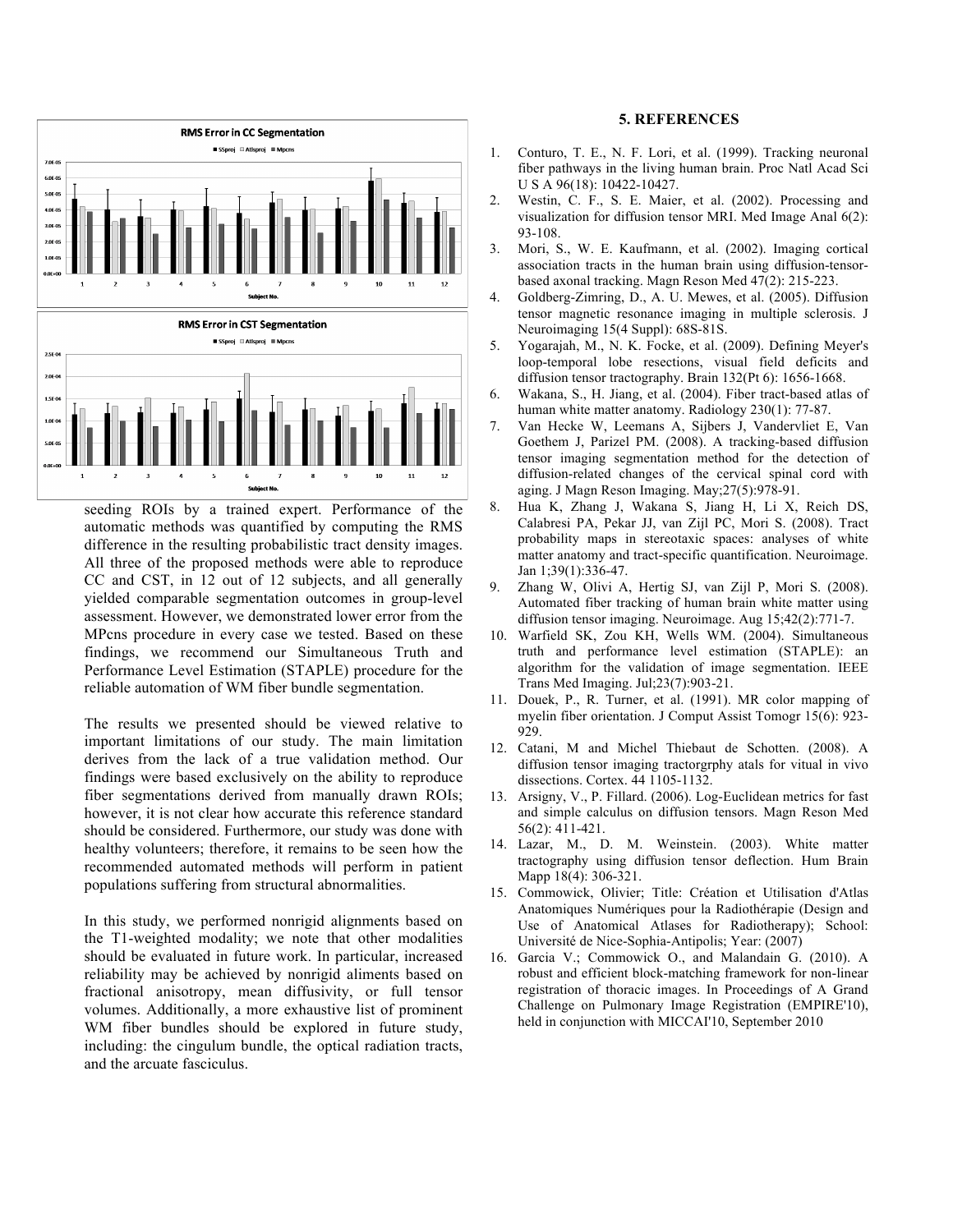RMS Error in CC Segmentation

■ SSproj □ Atlsproj ■ Mpcns

7.0E-05
6.0E-05
5.0E-05
4.0E-05
3.0E-05
2.0E-05
1.0E-05
0.0E+00

1 2 3 4 5 6 7 8 9 10 11 12

Subject No.

RMS Error in CST Segmentation

■ SSproj □ Atlsproj ■ Mpcns

2.5E-04
2.0E-04
1.5E-04
1.0E-04
5.0E-05
0.0E+00

1 2 3 4 5 6 7 8 9 10 11 12

Subject No.

seeding ROIs by a trained expert. Performance of the automatic methods was quantified by computing the RMS difference in the resulting probabilistic tract density images. All three of the proposed methods were able to reproduce CC and CST, in 12 out of 12 subjects, and all generally yielded comparable segmentation outcomes in group-level assessment. However, we demonstrated lower error from the MPcns procedure in every case we tested. Based on these findings, we recommend our Simultaneous Truth and Performance Level Estimation (STAPLE) procedure for the reliable automation of WM fiber bundle segmentation.

The results we presented should be viewed relative to important limitations of our study. The main limitation derives from the lack of a true validation method. Our findings were based exclusively on the ability to reproduce fiber segmentations derived from manually drawn ROIs; however, it is not clear how accurate this reference standard should be considered. Furthermore, our study was done with healthy volunteers; therefore, it remains to be seen how the recommended automated methods will perform in patient populations suffering from structural abnormalities.

In this study, we performed nonrigid alignments based on the T1-weighted modality; we note that other modalities should be evaluated in future work. In particular, increased reliability may be achieved by nonrigid aliments based on fractional anisotropy, mean diffusivity, or full tensor volumes. Additionally, a more exhaustive list of prominent WM fiber bundles should be explored in future study, including: the cingulum bundle, the optical radiation tracts, and the arcuate fasciculus.

## 5. REFERENCES

1. Conturo, T. E., N. F. Lori, et al. (1999). Tracking neuronal fiber pathways in the living human brain. Proc Natl Acad Sci U S A 96(18): 10422-10427.
2. Westin, C. F., S. E. Maier, et al. (2002). Processing and visualization for diffusion tensor MRI. Med Image Anal 6(2): 93-108.
3. Mori, S., W. E. Kaufmann, et al. (2002). Imaging cortical association tracts in the human brain using diffusion-tensor-based axonal tracking. Magn Reson Med 47(2): 215-223.
4. Goldberg-Zimring, D., A. U. Mewes, et al. (2005). Diffusion tensor magnetic resonance imaging in multiple sclerosis. J Neuroimaging 15(4 Suppl): 68S-81S.
5. Yogarajah, M., N. K. Focke, et al. (2009). Defining Meyer's loop-temporal lobe resections, visual field deficits and diffusion tensor tractography. Brain 132(Pt 6): 1656-1668.
6. Wakana, S., H. Jiang, et al. (2004). Fiber tract-based atlas of human white matter anatomy. Radiology 230(1): 77-87.
7. Van Hecke W, Leemans A, Sijbers J, Vandervliet E, Van Goethem J, Parizel PM. (2008). A tracking-based diffusion tensor imaging segmentation method for the detection of diffusion-related changes of the cervical spinal cord with aging. J Magn Reson Imaging. May;27(5):978-91.
8. Hua K, Zhang J, Wakana S, Jiang H, Li X, Reich DS, Calabresi PA, Pekar JJ, van Zijl PC, Mori S. (2008). Tract probability maps in stereotaxic spaces: analyses of white matter anatomy and tract-specific quantification. Neuroimage. Jan 1;39(1):336-47.
9. Zhang W, Olivi A, Hertig SJ, van Zijl P, Mori S. (2008). Automated fiber tracking of human brain white matter using diffusion tensor imaging. Neuroimage. Aug 15;42(2):771-7.
10. Warfield SK, Zou KH, Wells WM. (2004). Simultaneous truth and performance level estimation (STAPLE): an algorithm for the validation of image segmentation. IEEE Trans Med Imaging. Jul;23(7):903-21.
11. Douek, P., R. Turner, et al. (1991). MR color mapping of myelin fiber orientation. J Comput Assist Tomogr 15(6): 923-929.
12. Catani, M and Michel Thiebaut de Schotten. (2008). A diffusion tensor imaging tractorgrphy atals for vitual in vivo dissections. Cortex. 44 1105-1132.
13. Arsigny, V., P. Fillard. (2006). Log-Euclidean metrics for fast and simple calculus on diffusion tensors. Magn Reson Med 56(2): 411-421.
14. Lazar, M., D. M. Weinstein. (2003). White matter tractography using diffusion tensor deflection. Hum Brain Mapp 18(4): 306-321.
15. Commowick, Olivier; Title: Création et Utilisation d'Atlas Anatomiques Numériques pour la Radiothérapie (Design and Use of Anatomical Atlases for Radiotherapy); School: Université de Nice-Sophia-Antipolis; Year: (2007)
16. Garcia V.; Commowick O., and Malandain G. (2010). A robust and efficient block-matching framework for non-linear registration of thoracic images. In Proceedings of A Grand Challenge on Pulmonary Image Registration (EMPIRE'10), held in conjunction with MICCAI'10, September 2010